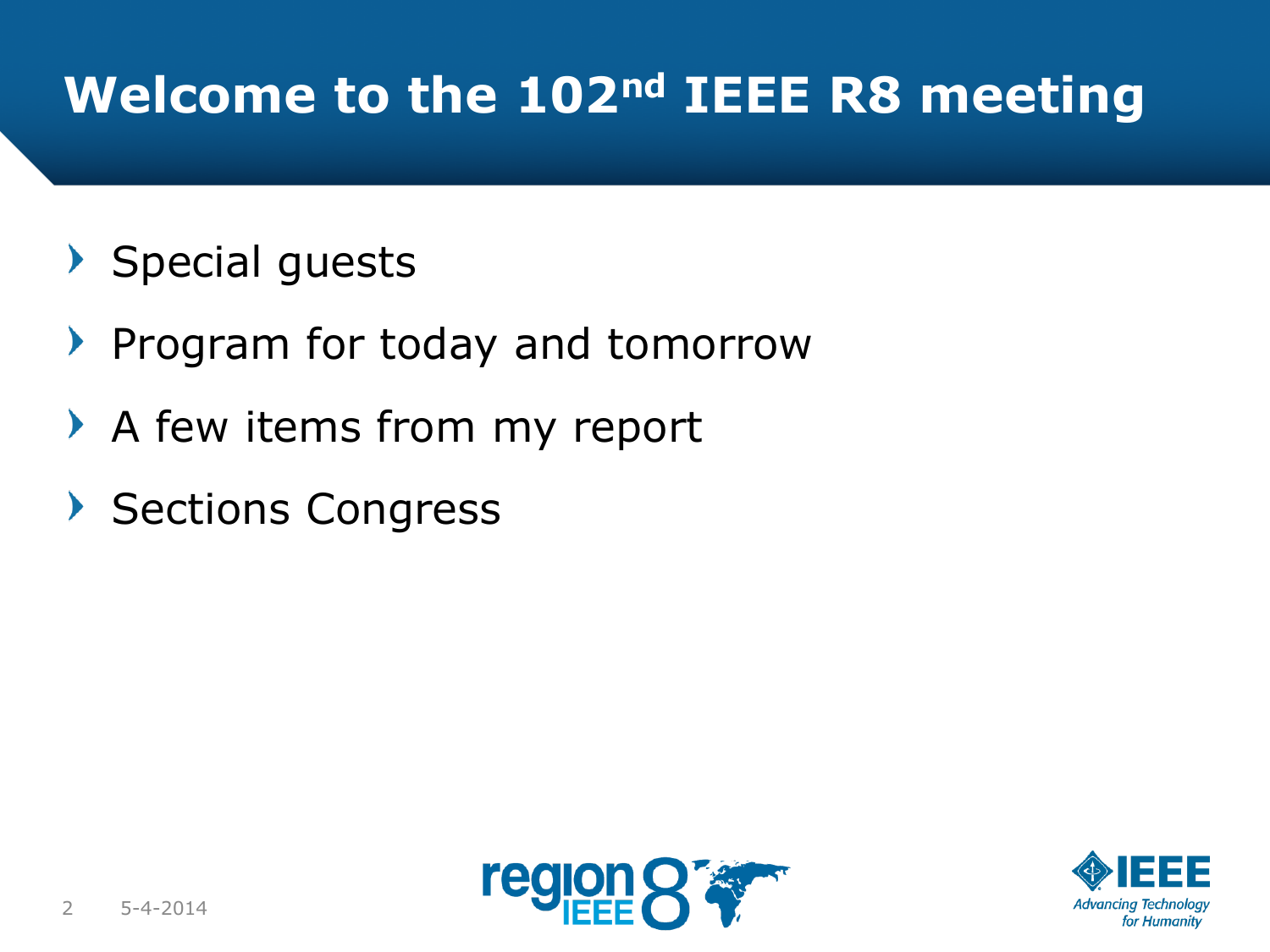# Welcome to the 102nd IEEE R8 meeting

- Special guests
- Program for today and tomorrow
- A few items from my report
- Sections Congress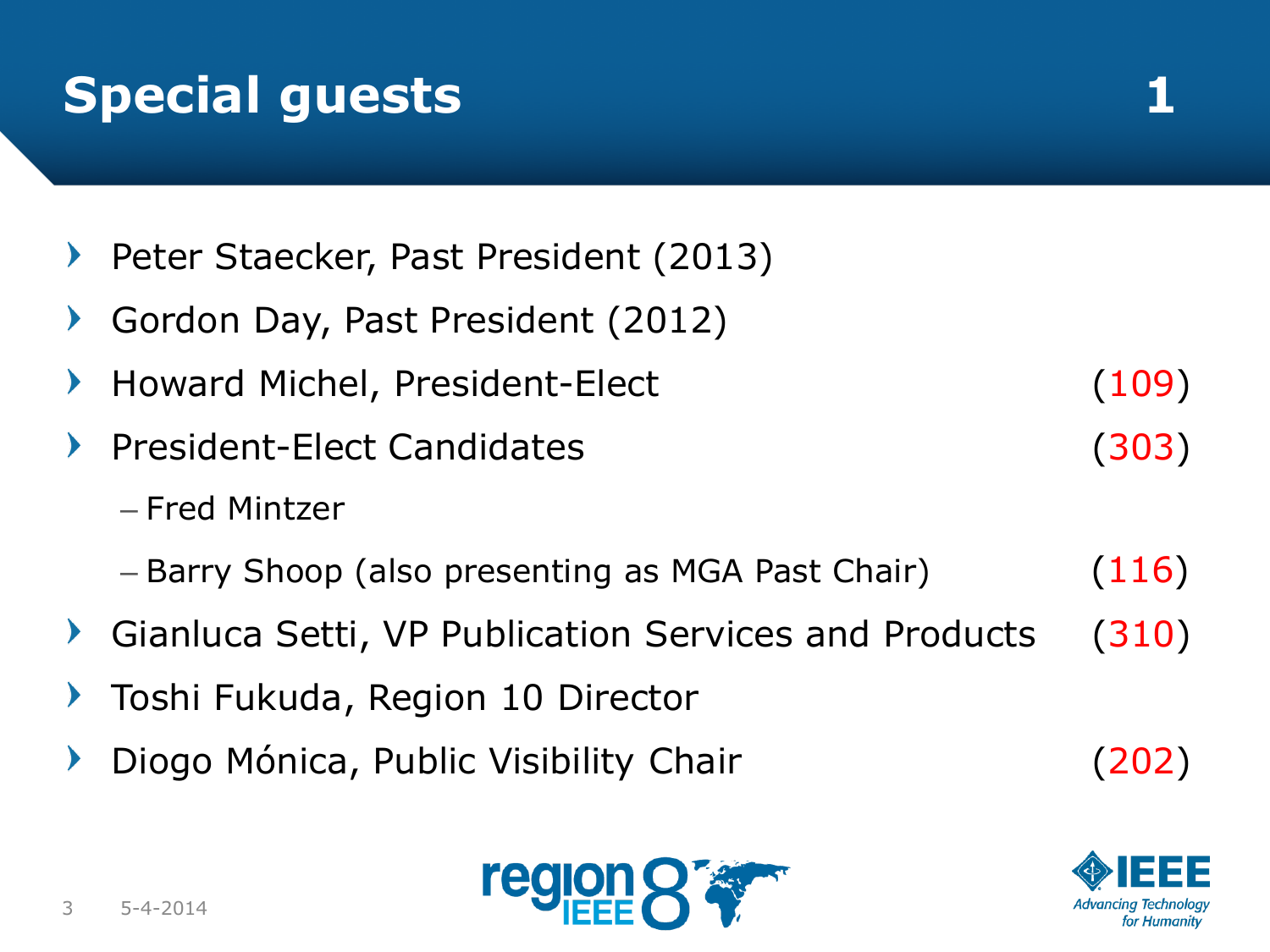# Special guests 1

- Peter Staecker, Past President (2013)
- Gordon Day, Past President (2012)
- Howard Michel, President-Elect (109)
- President-Elect Candidates (303)
  - Fred Mintzer
  - Barry Shoop (also presenting as MGA Past Chair) (116)
- Gianluca Setti, VP Publication Services and Products (310)
- Toshi Fukuda, Region 10 Director
- Diogo Mónica, Public Visibility Chair (202)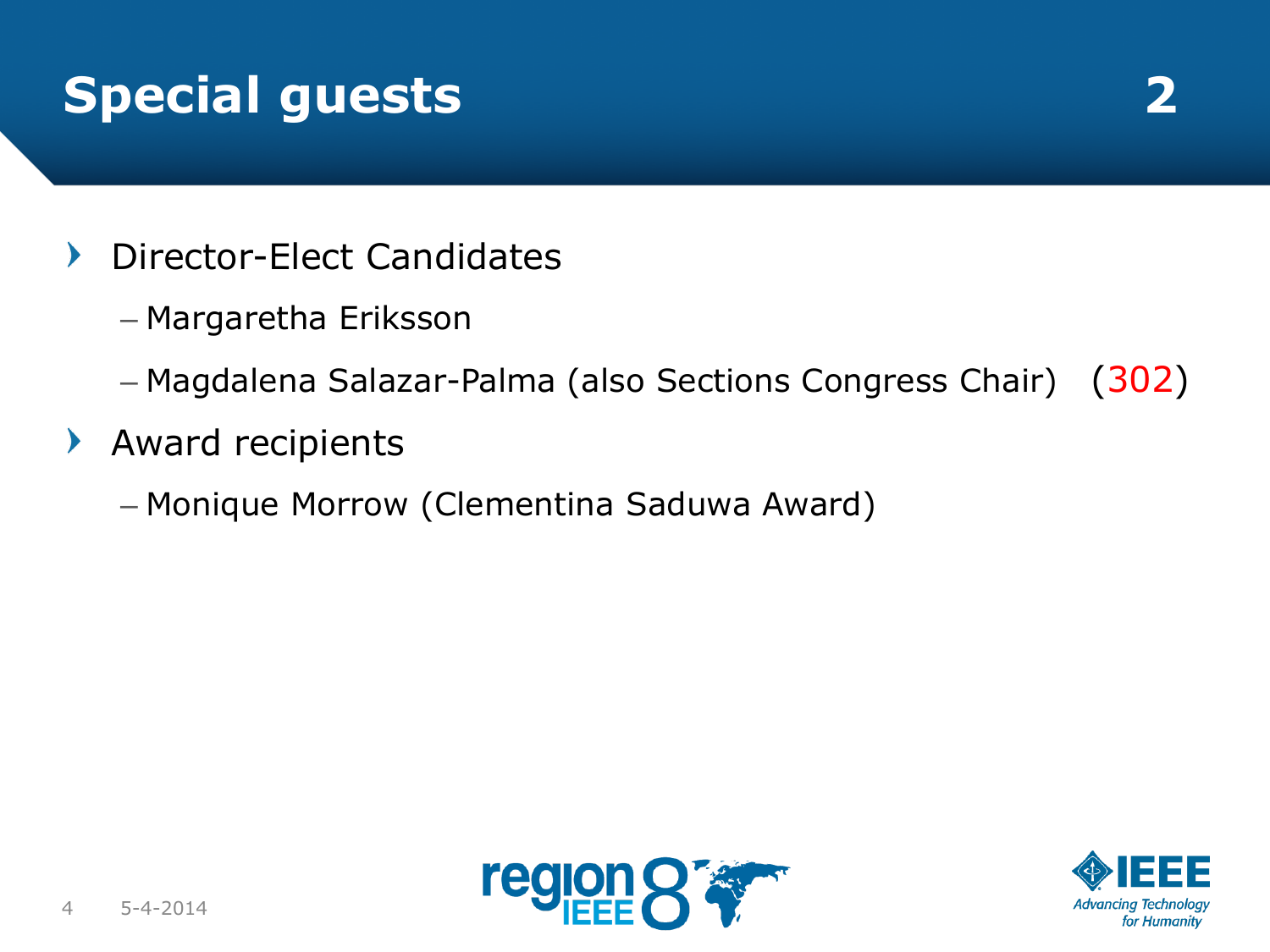# Special guests 2

- Director-Elect Candidates
  - Margaretha Eriksson
  - Magdalena Salazar-Palma (also Sections Congress Chair) (302)
- Award recipients
  - Monique Morrow (Clementina Saduwa Award)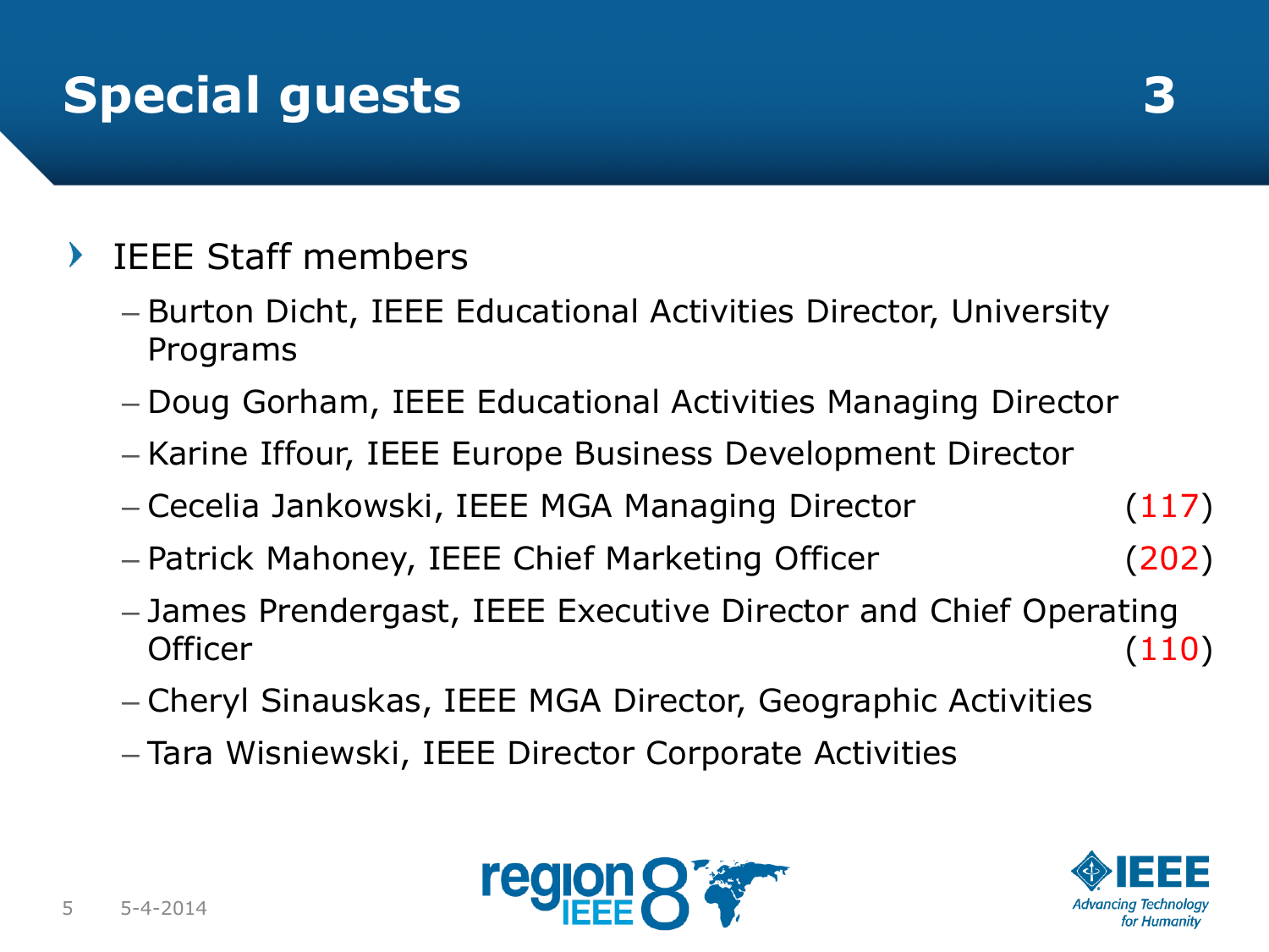# Special guests 3

- IEEE Staff members
  - Burton Dicht, IEEE Educational Activities Director, University Programs
  - Doug Gorham, IEEE Educational Activities Managing Director
  - Karine Iffour, IEEE Europe Business Development Director
  - Cecelia Jankowski, IEEE MGA Managing Director (117)
  - Patrick Mahoney, IEEE Chief Marketing Officer (202)
  - James Prendergast, IEEE Executive Director and Chief Operating Officer (110)
  - Cheryl Sinauskas, IEEE MGA Director, Geographic Activities
  - Tara Wisniewski, IEEE Director Corporate Activities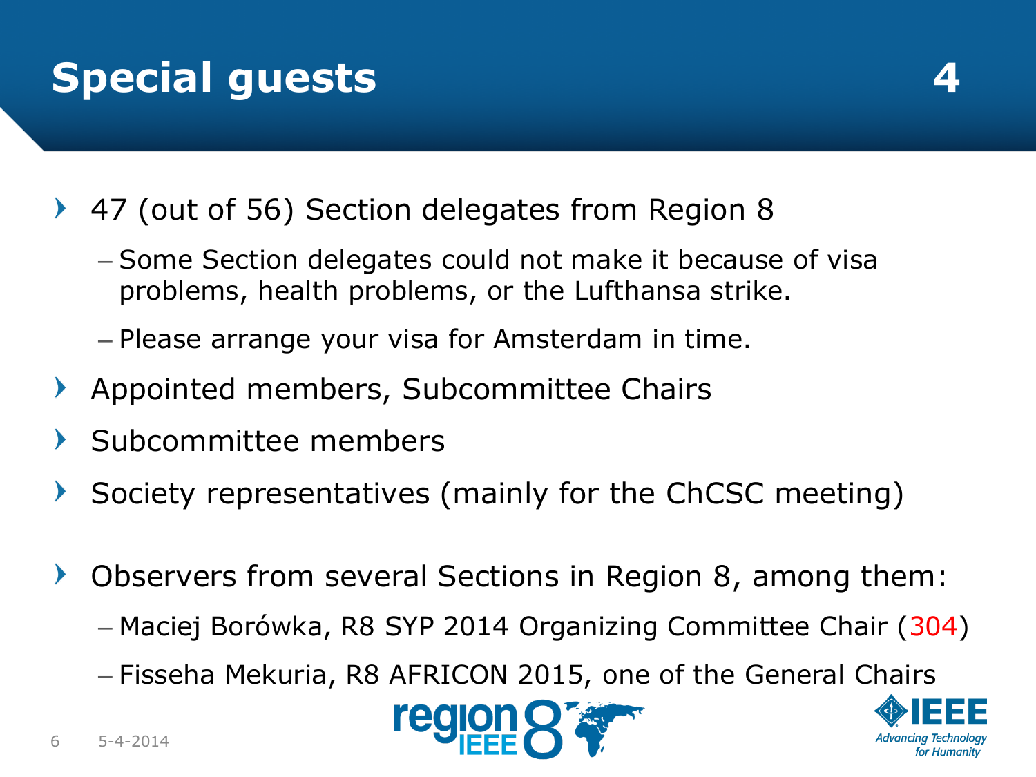# Special guests 4

- 47 (out of 56) Section delegates from Region 8
  - Some Section delegates could not make it because of visa problems, health problems, or the Lufthansa strike.
  - Please arrange your visa for Amsterdam in time.
- Appointed members, Subcommittee Chairs
- Subcommittee members
- Society representatives (mainly for the ChCSC meeting)
- Observers from several Sections in Region 8, among them:
  - Maciej Borówka, R8 SYP 2014 Organizing Committee Chair (304)
  - Fisseha Mekuria, R8 AFRICON 2015, one of the General Chairs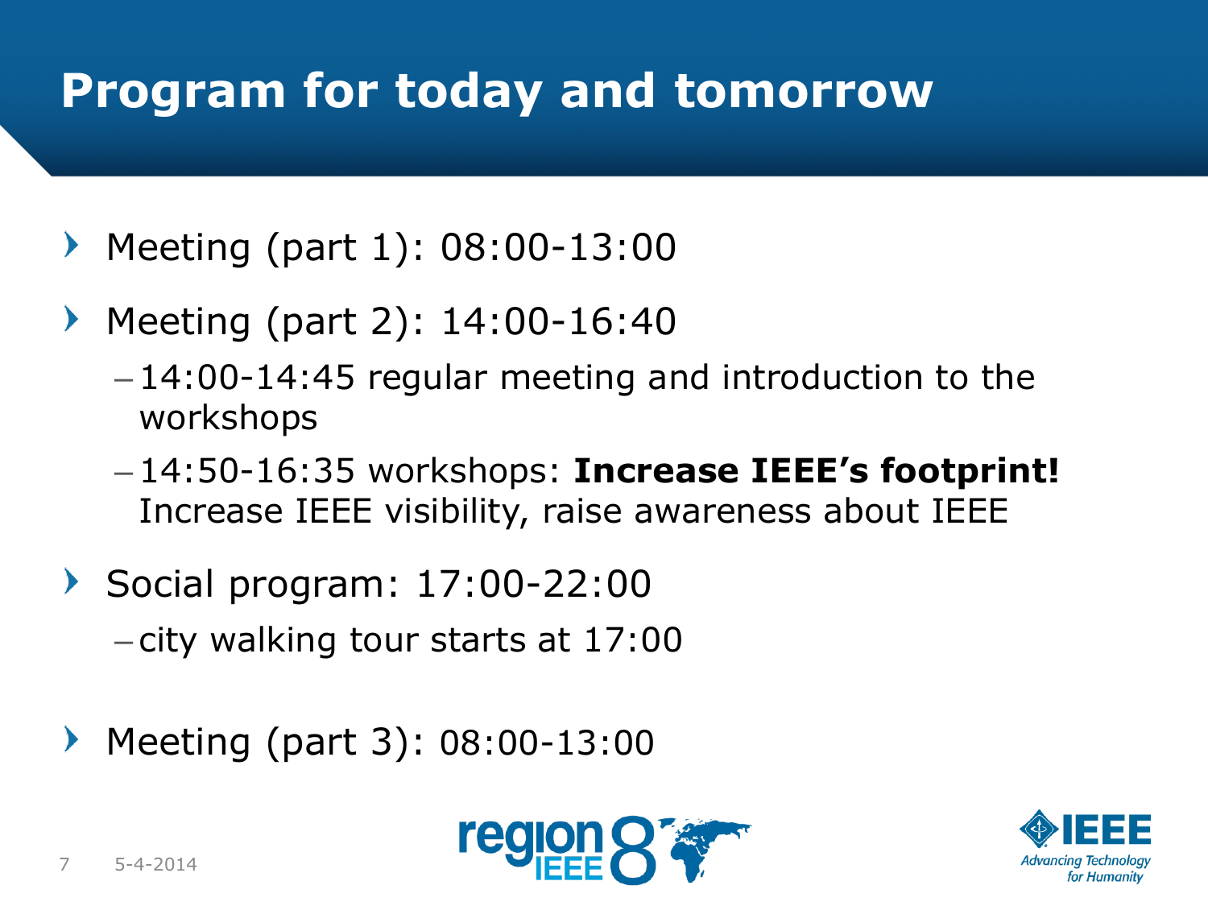# Program for today and tomorrow

- Meeting (part 1): 08:00-13:00
- Meeting (part 2): 14:00-16:40
  - 14:00-14:45 regular meeting and introduction to the workshops
  - 14:50-16:35 workshops: **Increase IEEE's footprint!** Increase IEEE visibility, raise awareness about IEEE
- Social program: 17:00-22:00
  - city walking tour starts at 17:00
- Meeting (part 3): 08:00-13:00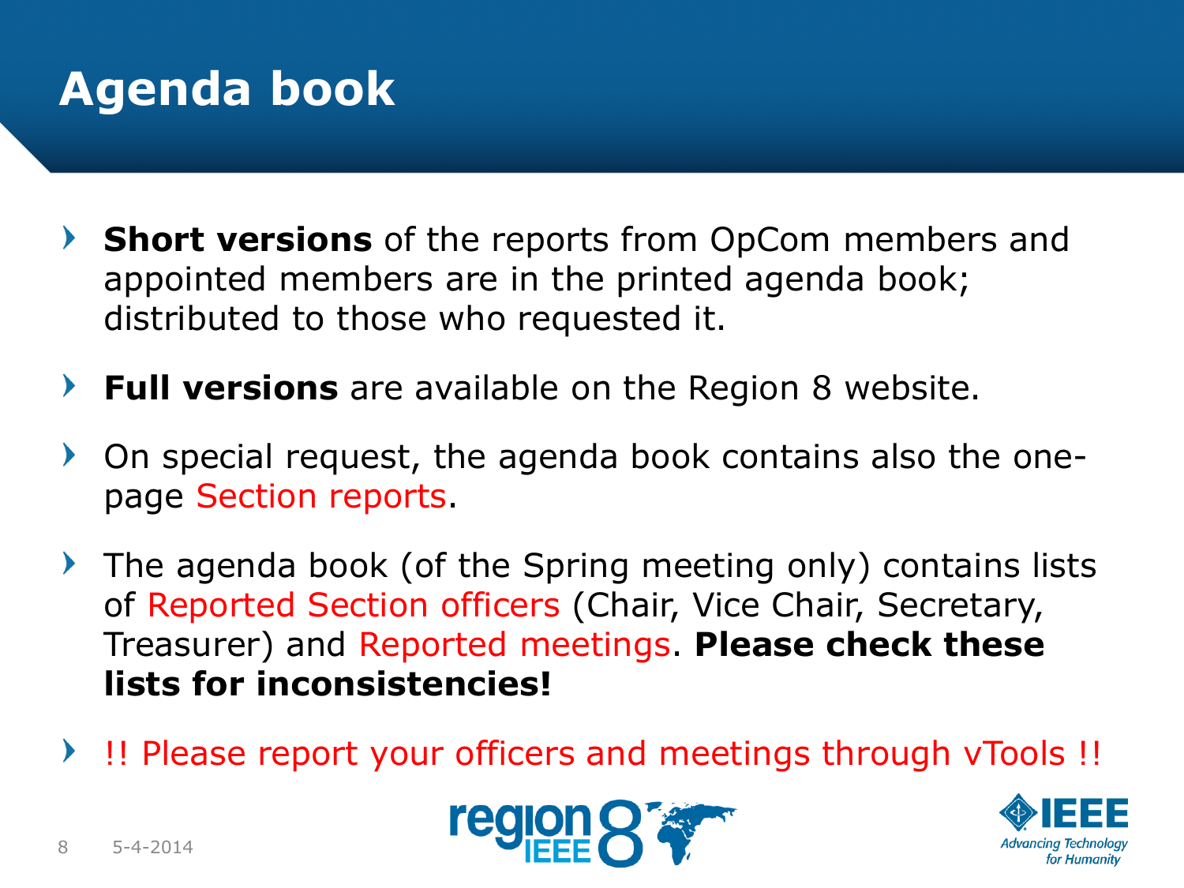# Agenda book

- **Short versions** of the reports from OpCom members and appointed members are in the printed agenda book; distributed to those who requested it.
- **Full versions** are available on the Region 8 website.
- On special request, the agenda book contains also the one-page Section reports.
- The agenda book (of the Spring meeting only) contains lists of Reported Section officers (Chair, Vice Chair, Secretary, Treasurer) and Reported meetings. **Please check these lists for inconsistencies!**
- !! Please report your officers and meetings through vTools !!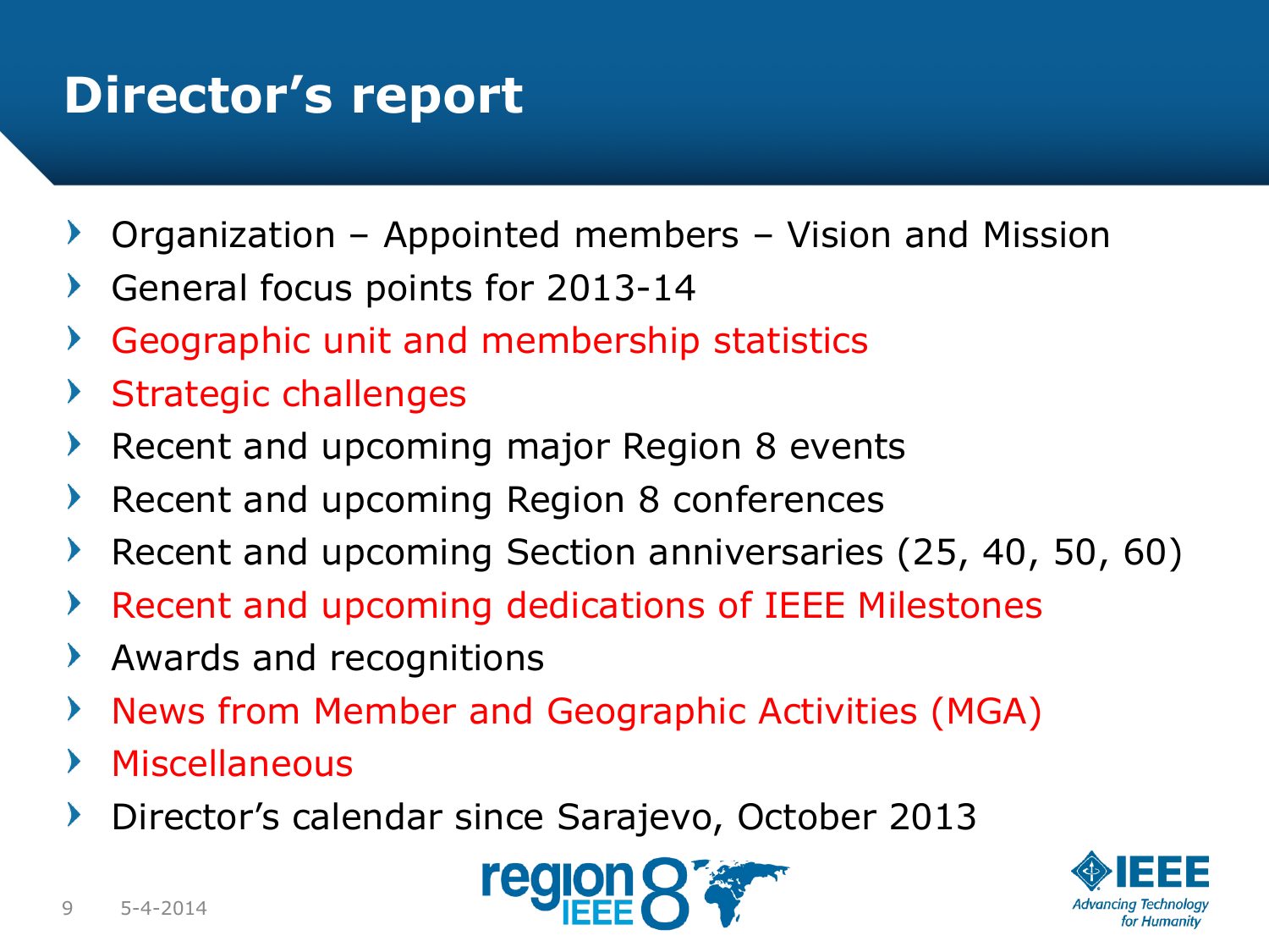# Director's report

- Organization – Appointed members – Vision and Mission
- General focus points for 2013-14
- Geographic unit and membership statistics
- Strategic challenges
- Recent and upcoming major Region 8 events
- Recent and upcoming Region 8 conferences
- Recent and upcoming Section anniversaries (25, 40, 50, 60)
- Recent and upcoming dedications of IEEE Milestones
- Awards and recognitions
- News from Member and Geographic Activities (MGA)
- Miscellaneous
- Director's calendar since Sarajevo, October 2013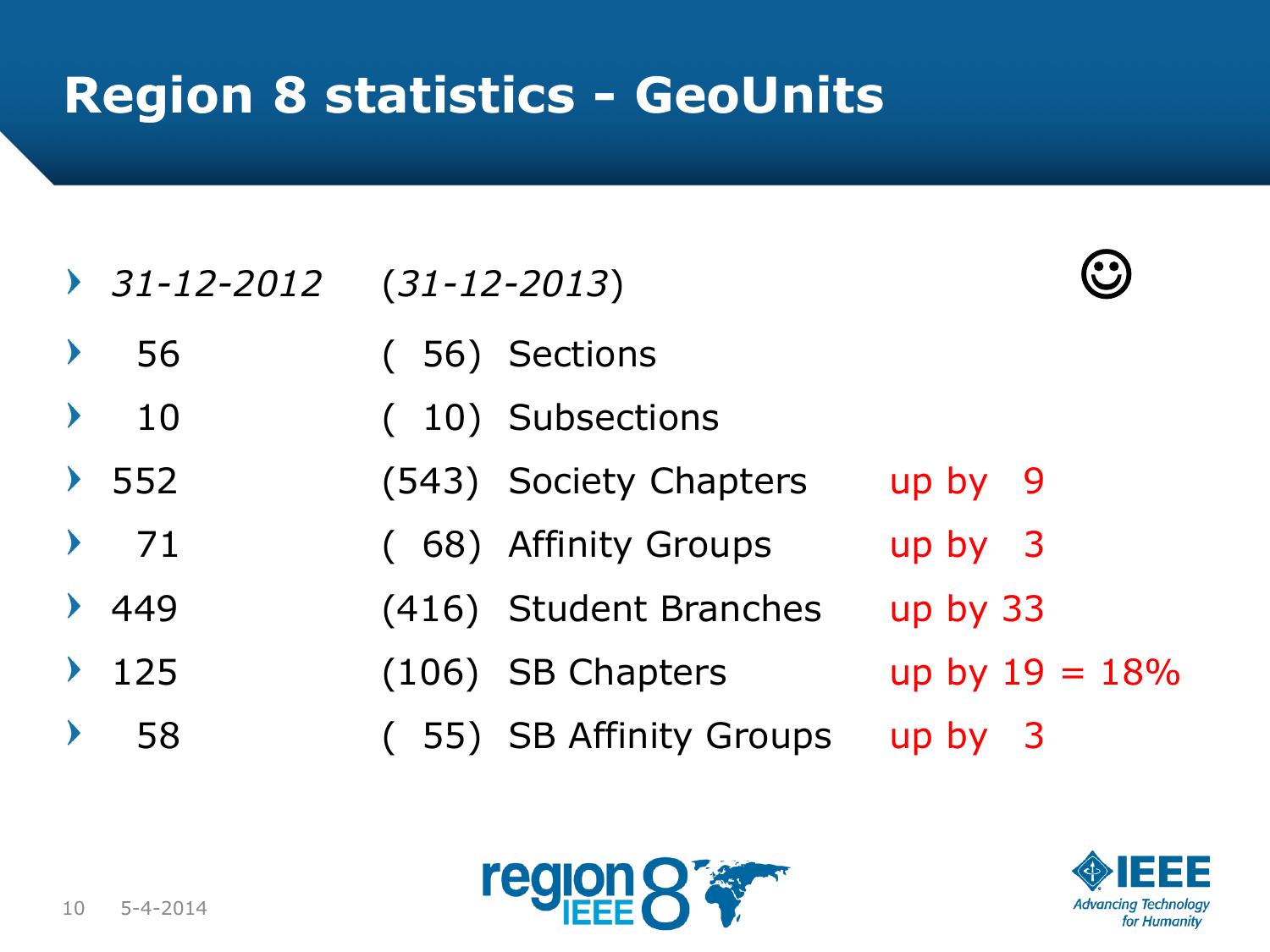# Region 8 statistics - GeoUnits

- *31-12-2012* (*31-12-2013*) ☺
- 56 ( 56) Sections
- 10 ( 10) Subsections
- 552 (543) Society Chapters up by 9
- 71 ( 68) Affinity Groups up by 3
- 449 (416) Student Branches up by 33
- 125 (106) SB Chapters up by 19 = 18%
- 58 ( 55) SB Affinity Groups up by 3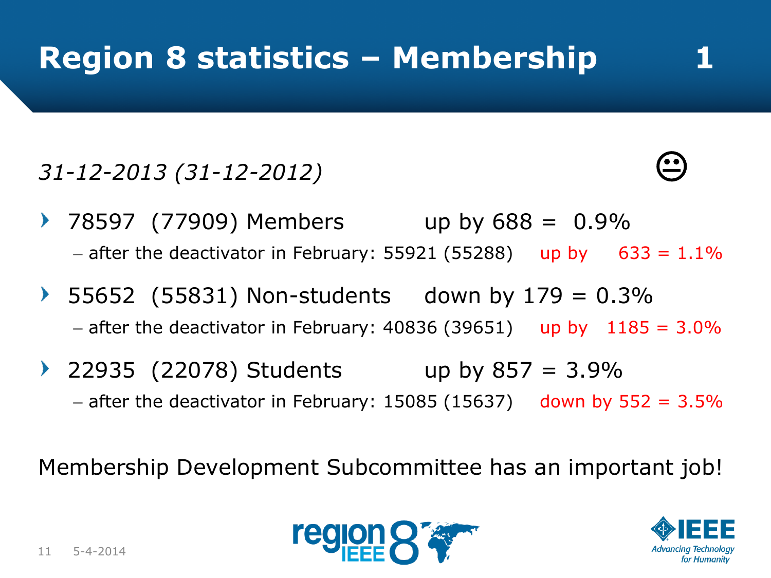# Region 8 statistics – Membership 1

*31-12-2013 (31-12-2012)*

😐

- 78597 (77909) Members up by 688 = 0.9%
  - after the deactivator in February: 55921 (55288) up by 633 = 1.1%
- 55652 (55831) Non-students down by 179 = 0.3%
  - after the deactivator in February: 40836 (39651) up by 1185 = 3.0%
- 22935 (22078) Students up by 857 = 3.9%
  - after the deactivator in February: 15085 (15637) down by 552 = 3.5%

Membership Development Subcommittee has an important job!

5-4-2014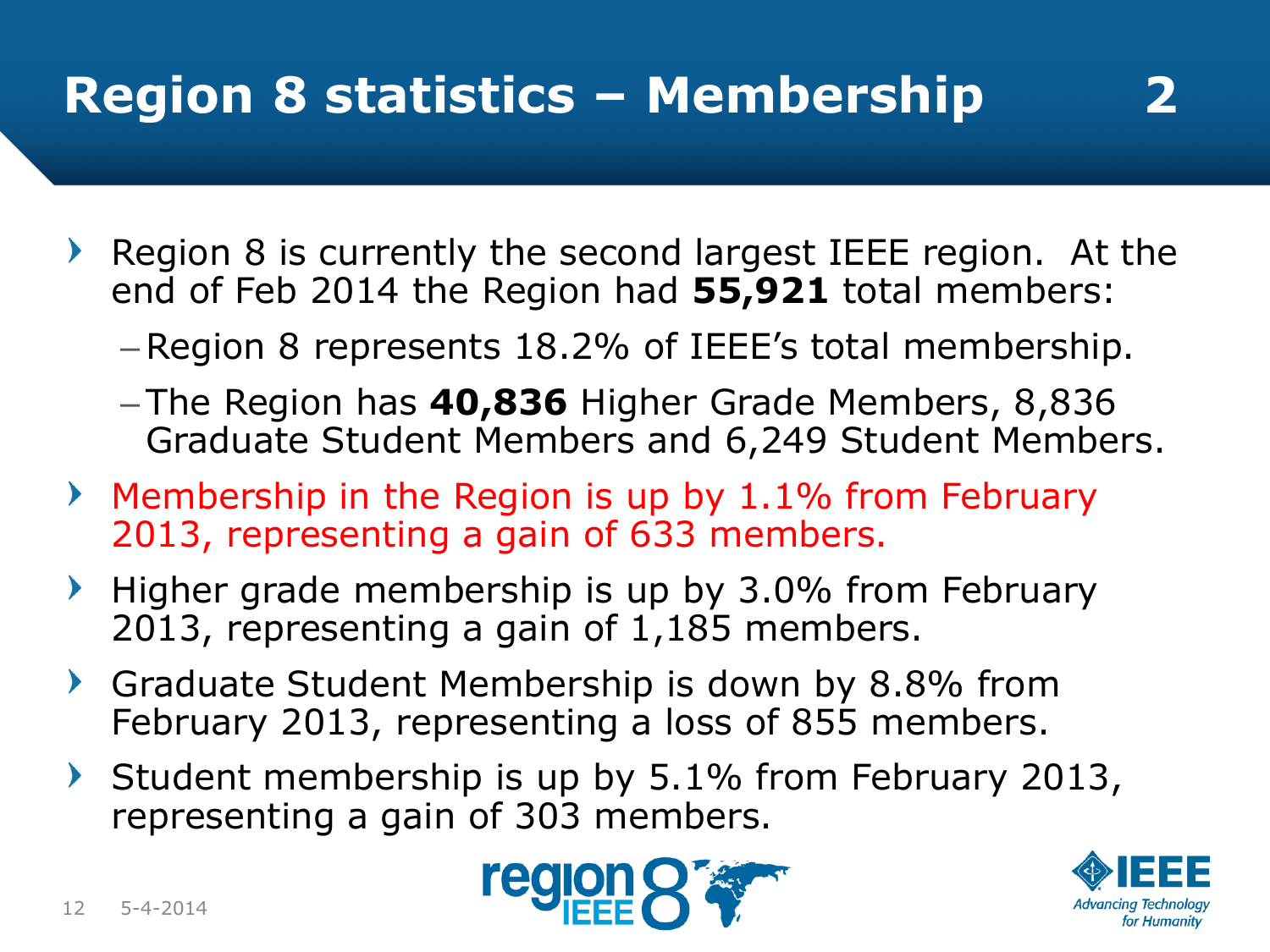# Region 8 statistics – Membership 2

- Region 8 is currently the second largest IEEE region. At the end of Feb 2014 the Region had **55,921** total members:
  - Region 8 represents 18.2% of IEEE's total membership.
  - The Region has **40,836** Higher Grade Members, 8,836 Graduate Student Members and 6,249 Student Members.
- Membership in the Region is up by 1.1% from February 2013, representing a gain of 633 members.
- Higher grade membership is up by 3.0% from February 2013, representing a gain of 1,185 members.
- Graduate Student Membership is down by 8.8% from February 2013, representing a loss of 855 members.
- Student membership is up by 5.1% from February 2013, representing a gain of 303 members.

5-4-2014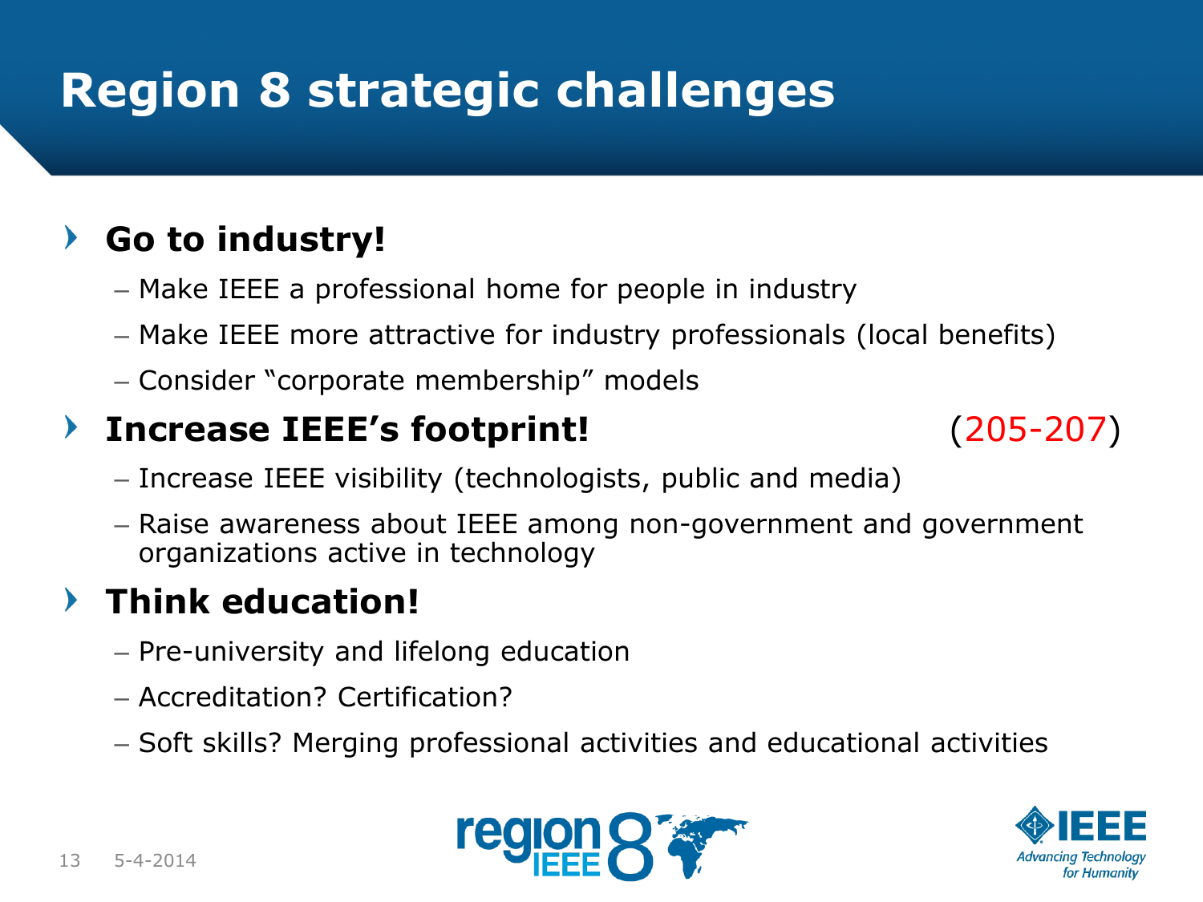# Region 8 strategic challenges

- **Go to industry!**
  - Make IEEE a professional home for people in industry
  - Make IEEE more attractive for industry professionals (local benefits)
  - Consider "corporate membership" models
- **Increase IEEE's footprint!** (205-207)
  - Increase IEEE visibility (technologists, public and media)
  - Raise awareness about IEEE among non-government and government organizations active in technology
- **Think education!**
  - Pre-university and lifelong education
  - Accreditation? Certification?
  - Soft skills? Merging professional activities and educational activities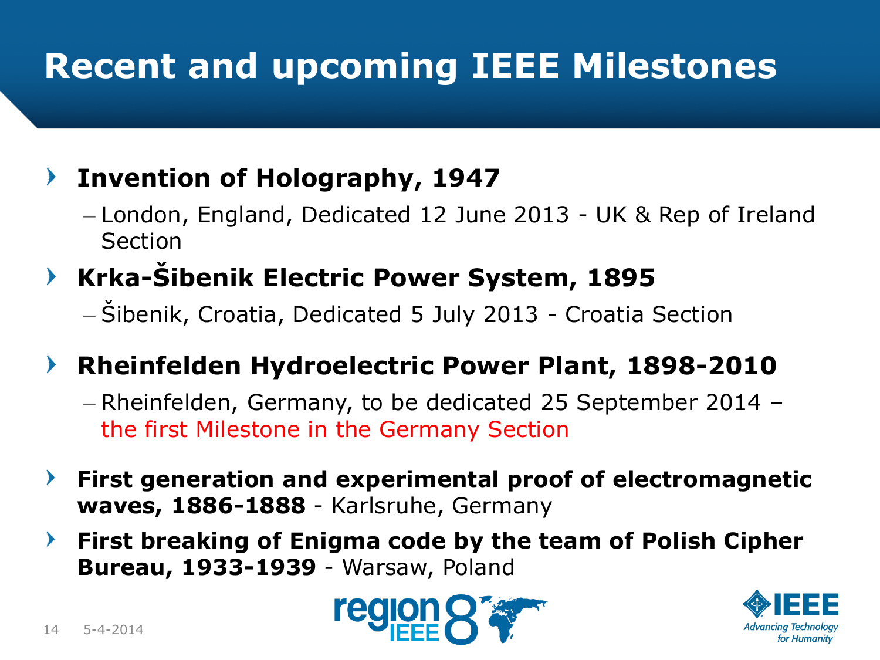# Recent and upcoming IEEE Milestones

- **Invention of Holography, 1947**
  - London, England, Dedicated 12 June 2013 - UK & Rep of Ireland Section
- **Krka-Šibenik Electric Power System, 1895**
  - Šibenik, Croatia, Dedicated 5 July 2013 - Croatia Section
- **Rheinfelden Hydroelectric Power Plant, 1898-2010**
  - Rheinfelden, Germany, to be dedicated 25 September 2014 – the first Milestone in the Germany Section
- **First generation and experimental proof of electromagnetic waves, 1886-1888** - Karlsruhe, Germany
- **First breaking of Enigma code by the team of Polish Cipher Bureau, 1933-1939** - Warsaw, Poland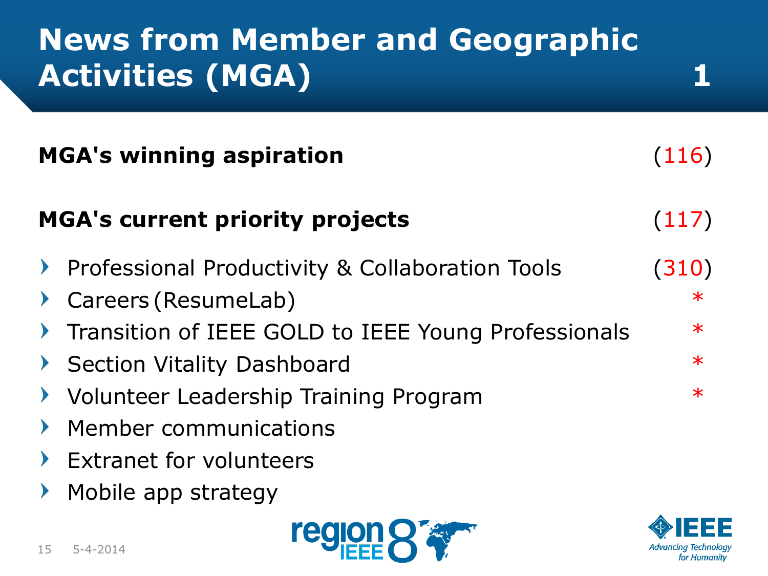# News from Member and Geographic Activities (MGA) 1

**MGA's winning aspiration** (116)

**MGA's current priority projects** (117)

- Professional Productivity & Collaboration Tools (310)
- Careers (ResumeLab) *
- Transition of IEEE GOLD to IEEE Young Professionals *
- Section Vitality Dashboard *
- Volunteer Leadership Training Program *
- Member communications
- Extranet for volunteers
- Mobile app strategy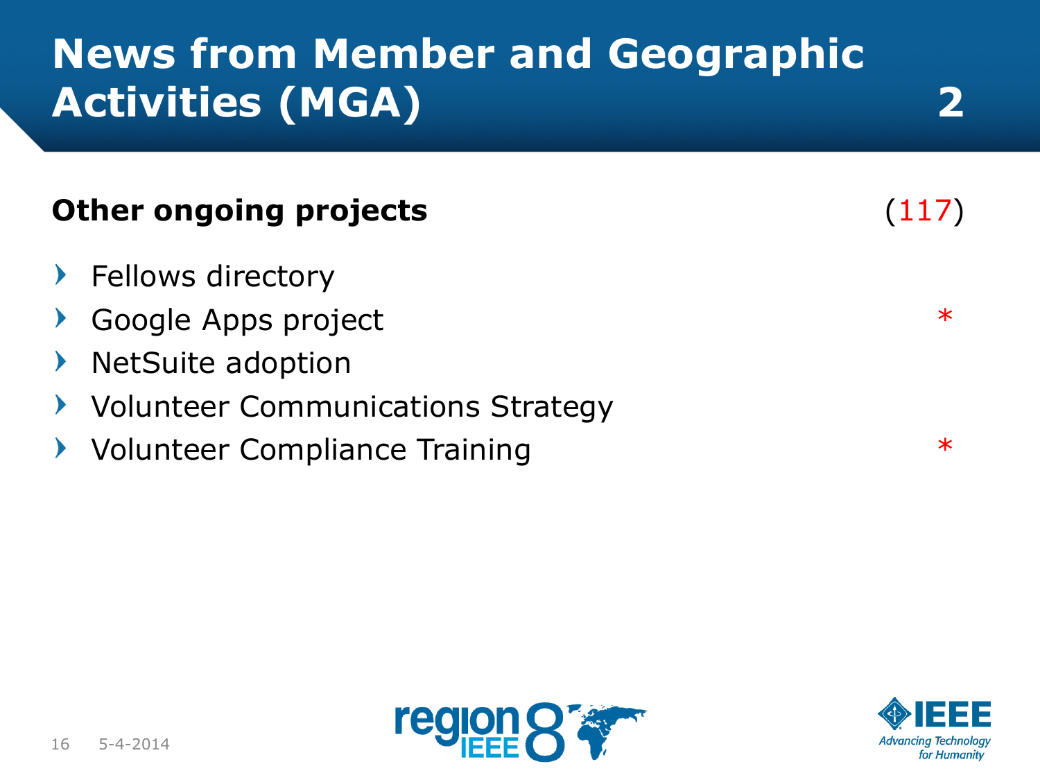# News from Member and Geographic Activities (MGA) 2

**Other ongoing projects** (117)

- Fellows directory
- Google Apps project *
- NetSuite adoption
- Volunteer Communications Strategy
- Volunteer Compliance Training *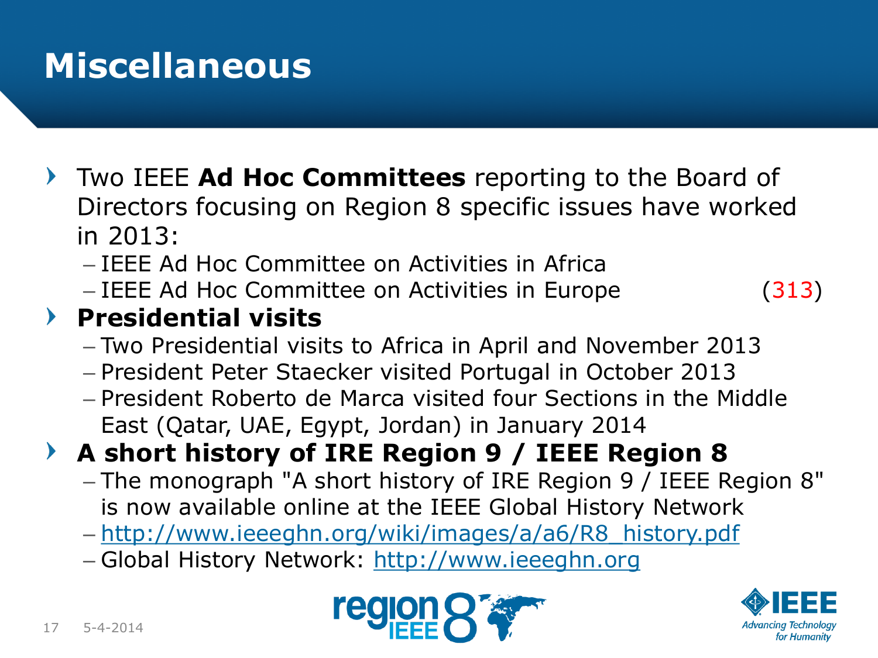# Miscellaneous

- Two IEEE **Ad Hoc Committees** reporting to the Board of Directors focusing on Region 8 specific issues have worked in 2013:
  - IEEE Ad Hoc Committee on Activities in Africa
  - IEEE Ad Hoc Committee on Activities in Europe (313)
- **Presidential visits**
  - Two Presidential visits to Africa in April and November 2013
  - President Peter Staecker visited Portugal in October 2013
  - President Roberto de Marca visited four Sections in the Middle East (Qatar, UAE, Egypt, Jordan) in January 2014
- **A short history of IRE Region 9 / IEEE Region 8**
  - The monograph "A short history of IRE Region 9 / IEEE Region 8" is now available online at the IEEE Global History Network
  - http://www.ieeeghn.org/wiki/images/a/a6/R8_history.pdf
  - Global History Network: http://www.ieeeghn.org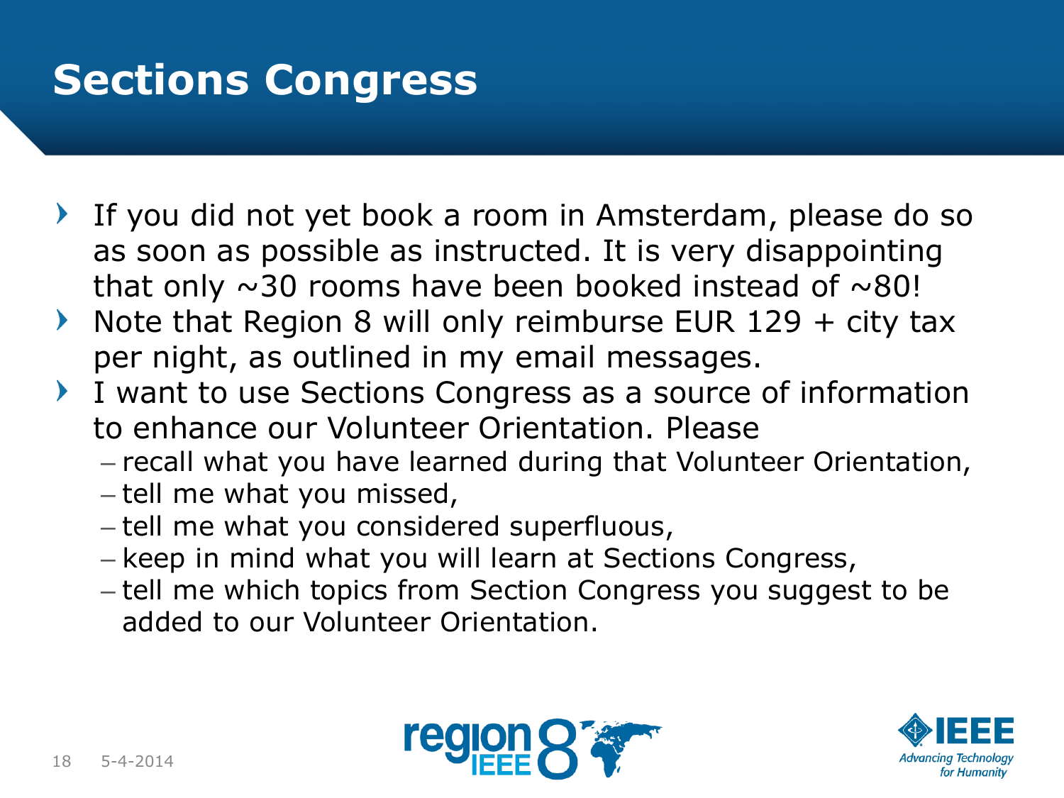# Sections Congress

- If you did not yet book a room in Amsterdam, please do so as soon as possible as instructed. It is very disappointing that only ~30 rooms have been booked instead of ~80!
- Note that Region 8 will only reimburse EUR 129 + city tax per night, as outlined in my email messages.
- I want to use Sections Congress as a source of information to enhance our Volunteer Orientation. Please
  - recall what you have learned during that Volunteer Orientation,
  - tell me what you missed,
  - tell me what you considered superfluous,
  - keep in mind what you will learn at Sections Congress,
  - tell me which topics from Section Congress you suggest to be added to our Volunteer Orientation.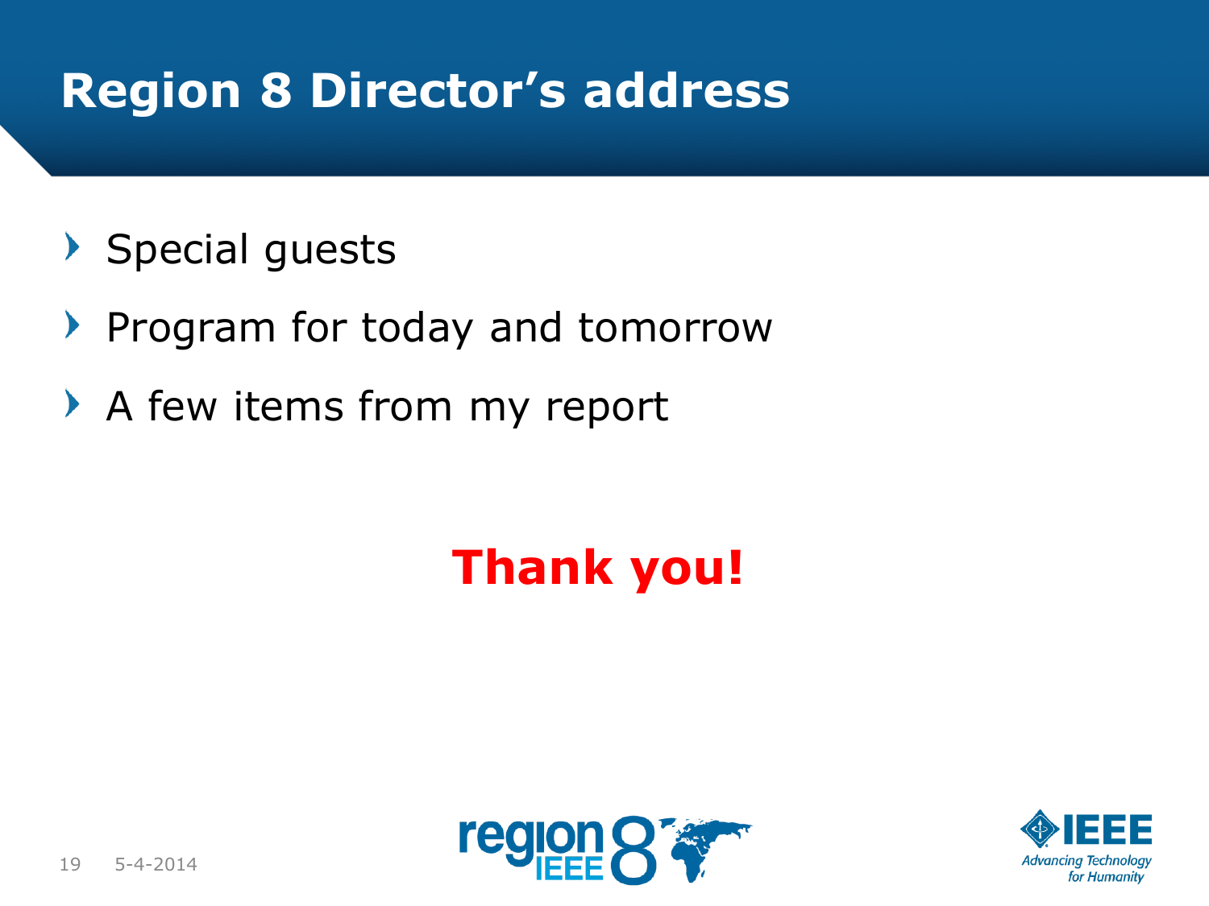# Region 8 Director's address

- Special guests
- Program for today and tomorrow
- A few items from my report

**Thank you!**